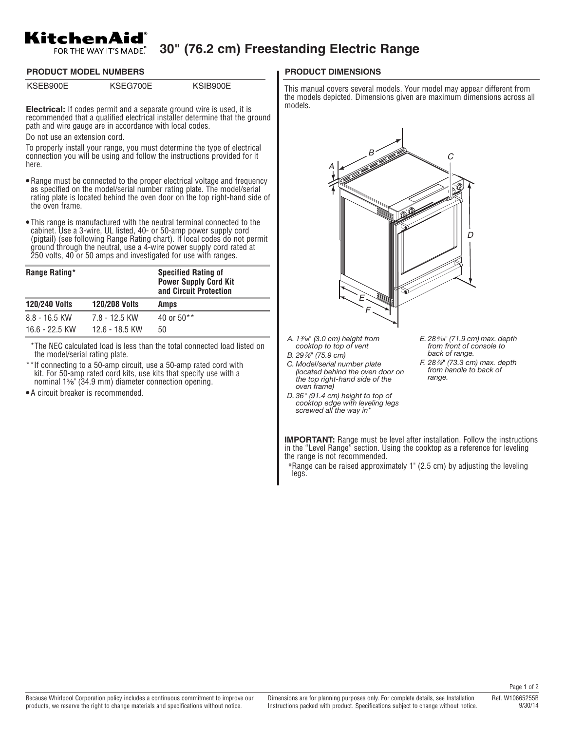# KitchenAid® FOR THE WAY IT'S MADE.® 30" (76.2 cm) Freestanding Electric Range

## PRODUCT MODEL NUMBERS

KSEB900E KSEG700E KSIB900E

**Electrical:** If codes permit and a separate ground wire is used, it is recommended that a qualified electrical installer determine that the ground path and wire gauge are in accordance with local codes.

Do not use an extension cord.

To properly install your range, you must determine the type of electrical connection you will be using and follow the instructions provided for it here.

- Range must be connected to the proper electrical voltage and frequency as specified on the model/serial number rating plate. The model/serial rating plate is located behind the oven door on the top right-hand side of the oven frame.
- This range is manufactured with the neutral terminal connected to the cabinet. Use a 3-wire, UL listed, 40- or 50-amp power supply cord (pigtail) (see following Range Rating chart). If local codes do not permit ground through the neutral, use a 4-wire power supply cord rated at 250 volts, 40 or 50 amps and investigated for use with ranges.

| Range Rating* | | Specified Rating of Power Supply Cord Kit and Circuit Protection |
|---|---|---|
| **120/240 Volts** | **120/208 Volts** | **Amps** |
| 8.8 - 16.5 KW | 7.8 - 12.5 KW | 40 or 50** |
| 16.6 - 22.5 KW | 12.6 - 18.5 KW | 50 |

*The NEC calculated load is less than the total connected load listed on the model/serial rating plate.

**If connecting to a 50-amp circuit, use a 50-amp rated cord with kit. For 50-amp rated cord kits, use kits that specify use with a nominal 1⅜" (34.9 mm) diameter connection opening.

- A circuit breaker is recommended.

## PRODUCT DIMENSIONS

This manual covers several models. Your model may appear different from the models depicted. Dimensions given are maximum dimensions across all models.

*A. 1³⁄₁₆" (3.0 cm) height from cooktop to top of vent*

*B. 29⁷⁄₈" (75.9 cm)*

*C. Model/serial number plate (located behind the oven door on the top right-hand side of the oven frame)*

*D. 36" (91.4 cm) height to top of cooktop edge with leveling legs screwed all the way in**

*E. 28⁵⁄₁₆" (71.9 cm) max. depth from front of console to back of range.*

*F. 28⁷⁄₈" (73.3 cm) max. depth from handle to back of range.*

**IMPORTANT:** Range must be level after installation. Follow the instructions in the "Level Range" section. Using the cooktop as a reference for leveling the range is not recommended.

*Range can be raised approximately 1" (2.5 cm) by adjusting the leveling legs.

Because Whirlpool Corporation policy includes a continuous commitment to improve our products, we reserve the right to change materials and specifications without notice.

Dimensions are for planning purposes only. For complete details, see Installation Instructions packed with product. Specifications subject to change without notice.

Ref. W10665255B 9/30/14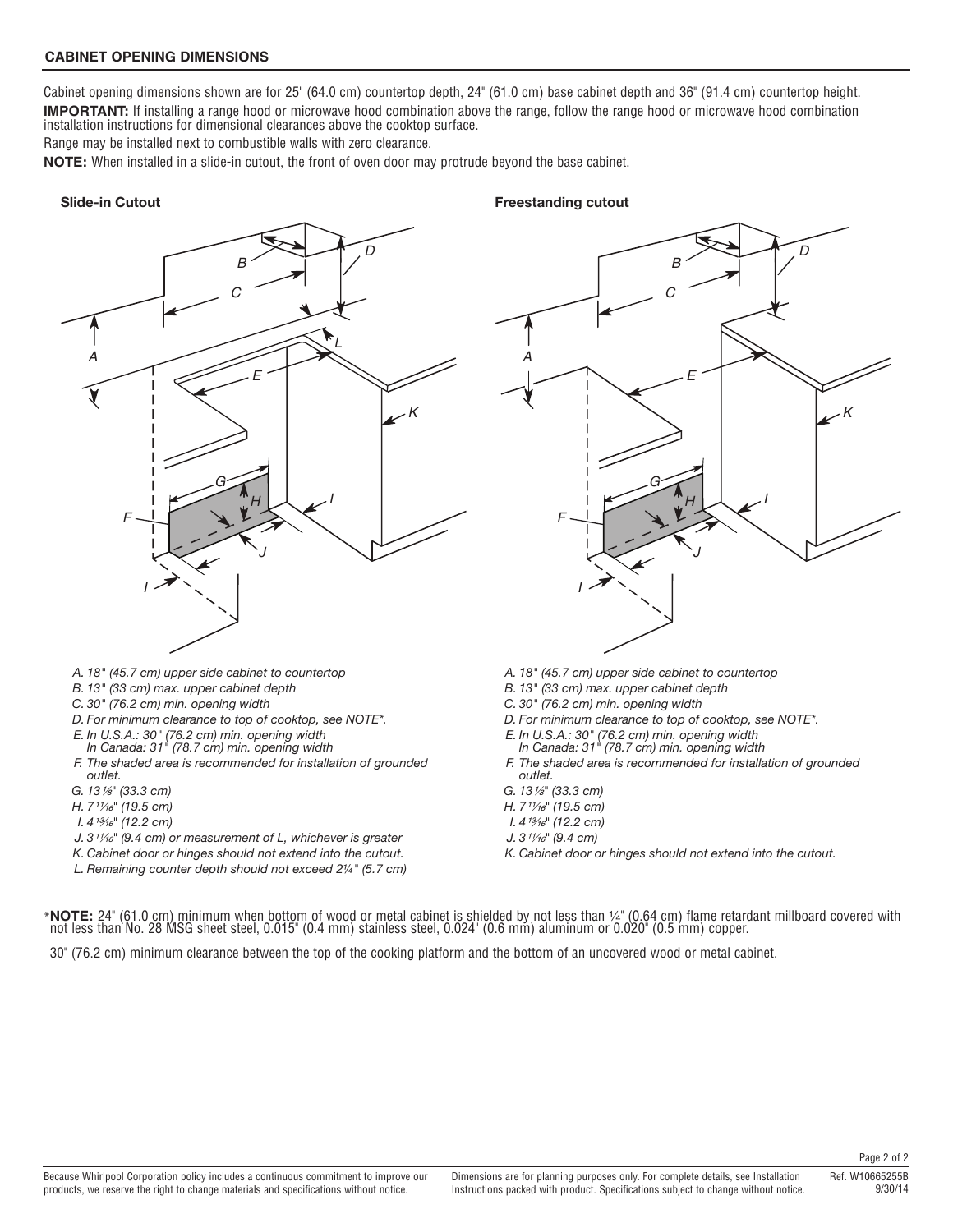## CABINET OPENING DIMENSIONS

Cabinet opening dimensions shown are for 25" (64.0 cm) countertop depth, 24" (61.0 cm) base cabinet depth and 36" (91.4 cm) countertop height.

**IMPORTANT:** If installing a range hood or microwave hood combination above the range, follow the range hood or microwave hood combination installation instructions for dimensional clearances above the cooktop surface.

Range may be installed next to combustible walls with zero clearance.

**NOTE:** When installed in a slide-in cutout, the front of oven door may protrude beyond the base cabinet.

**Slide-in Cutout**

*A. 18" (45.7 cm) upper side cabinet to countertop*
*B. 13" (33 cm) max. upper cabinet depth*
*C. 30" (76.2 cm) min. opening width*
*D. For minimum clearance to top of cooktop, see NOTE\*.*
*E. In U.S.A.: 30" (76.2 cm) min. opening width*
*In Canada: 31" (78.7 cm) min. opening width*
*F. The shaded area is recommended for installation of grounded outlet.*
*G. 13⅛" (33.3 cm)*
*H. 7¹¹⁄₁₆" (19.5 cm)*
*I. 4¹³⁄₁₆" (12.2 cm)*
*J. 3¹¹⁄₁₆" (9.4 cm) or measurement of L, whichever is greater*
*K. Cabinet door or hinges should not extend into the cutout.*
*L. Remaining counter depth should not exceed 2¼" (5.7 cm)*

**Freestanding cutout**

*A. 18" (45.7 cm) upper side cabinet to countertop*
*B. 13" (33 cm) max. upper cabinet depth*
*C. 30" (76.2 cm) min. opening width*
*D. For minimum clearance to top of cooktop, see NOTE\*.*
*E. In U.S.A.: 30" (76.2 cm) min. opening width*
*In Canada: 31" (78.7 cm) min. opening width*
*F. The shaded area is recommended for installation of grounded outlet.*
*G. 13⅛" (33.3 cm)*
*H. 7¹¹⁄₁₆" (19.5 cm)*
*I. 4¹³⁄₁₆" (12.2 cm)*
*J. 3¹¹⁄₁₆" (9.4 cm)*
*K. Cabinet door or hinges should not extend into the cutout.*

\***NOTE:** 24" (61.0 cm) minimum when bottom of wood or metal cabinet is shielded by not less than ¼" (0.64 cm) flame retardant millboard covered with not less than No. 28 MSG sheet steel, 0.015" (0.4 mm) stainless steel, 0.024" (0.6 mm) aluminum or 0.020" (0.5 mm) copper.

30" (76.2 cm) minimum clearance between the top of the cooking platform and the bottom of an uncovered wood or metal cabinet.

Because Whirlpool Corporation policy includes a continuous commitment to improve our products, we reserve the right to change materials and specifications without notice.

Dimensions are for planning purposes only. For complete details, see Installation Instructions packed with product. Specifications subject to change without notice.

Ref. W10665255B
9/30/14